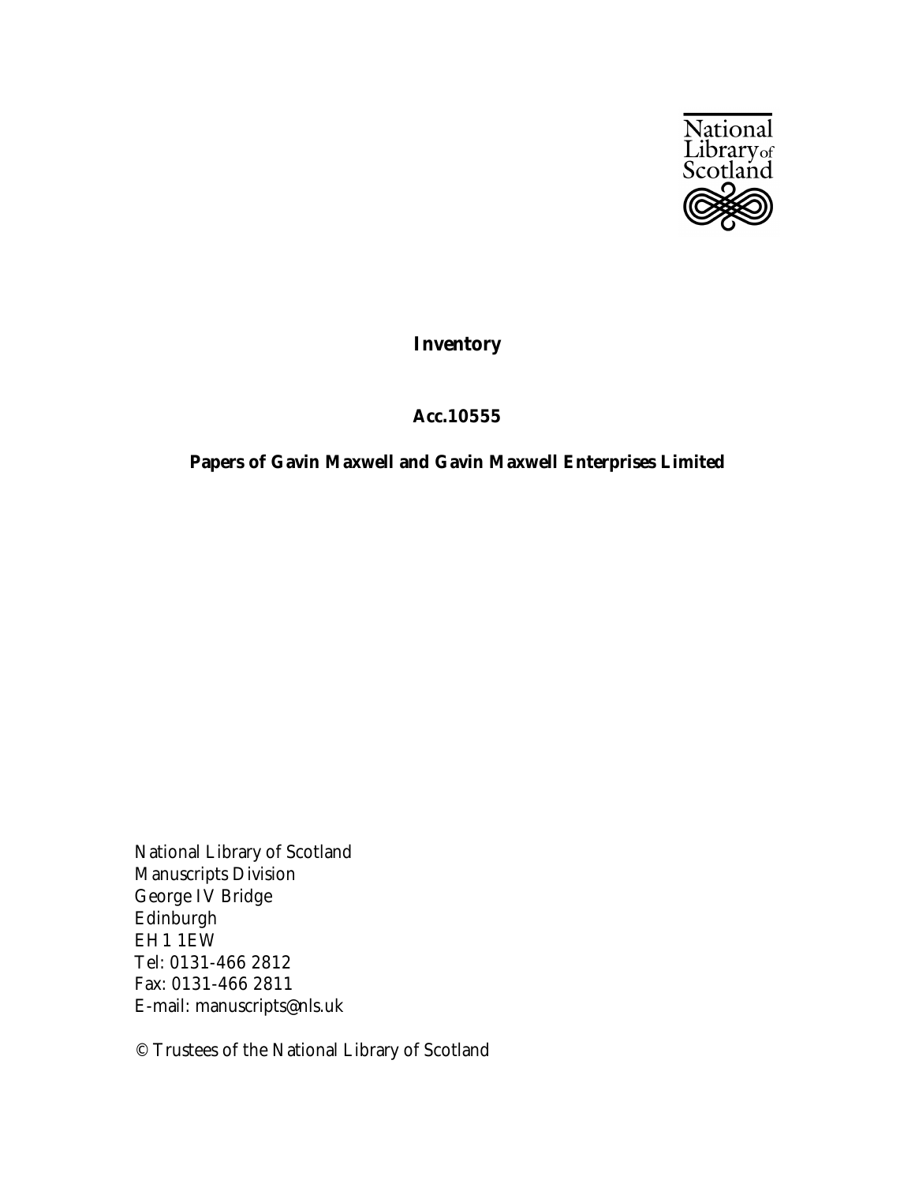National Library of Scotland

**Inventory**

**Acc.10555**

**Papers of Gavin Maxwell and Gavin Maxwell Enterprises Limited**

National Library of Scotland
Manuscripts Division
George IV Bridge
Edinburgh
EH1 1EW
Tel: 0131-466 2812
Fax: 0131-466 2811
E-mail: manuscripts@nls.uk

© Trustees of the National Library of Scotland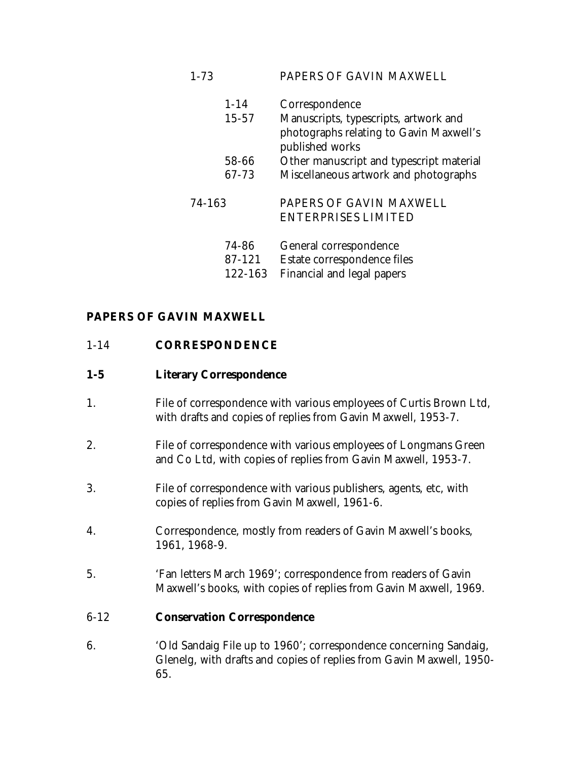| | | |
|---|---|---|
| 1-73 | | PAPERS OF GAVIN MAXWELL |
| | 1-14 | Correspondence |
| | 15-57 | Manuscripts, typescripts, artwork and photographs relating to Gavin Maxwell's published works |
| | 58-66 | Other manuscript and typescript material |
| | 67-73 | Miscellaneous artwork and photographs |
| 74-163 | | PAPERS OF GAVIN MAXWELL ENTERPRISES LIMITED |
| | 74-86 | General correspondence |
| | 87-121 | Estate correspondence files |
| | 122-163 | Financial and legal papers |

## PAPERS OF GAVIN MAXWELL

### 1-14 CORRESPONDENCE

#### 1-5 Literary Correspondence

1. File of correspondence with various employees of Curtis Brown Ltd, with drafts and copies of replies from Gavin Maxwell, 1953-7.

2. File of correspondence with various employees of Longmans Green and Co Ltd, with copies of replies from Gavin Maxwell, 1953-7.

3. File of correspondence with various publishers, agents, etc, with copies of replies from Gavin Maxwell, 1961-6.

4. Correspondence, mostly from readers of Gavin Maxwell's books, 1961, 1968-9.

5. 'Fan letters March 1969'; correspondence from readers of Gavin Maxwell's books, with copies of replies from Gavin Maxwell, 1969.

#### 6-12 Conservation Correspondence

6. 'Old Sandaig File up to 1960'; correspondence concerning Sandaig, Glenelg, with drafts and copies of replies from Gavin Maxwell, 1950-65.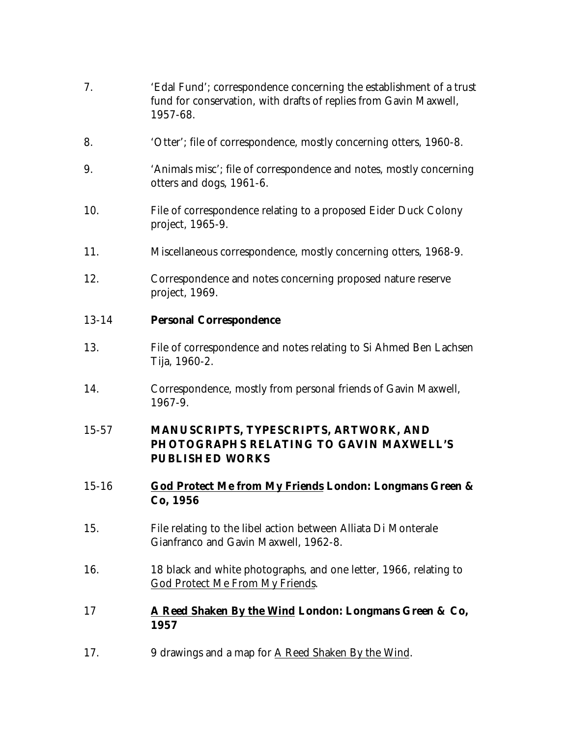7. 'Edal Fund'; correspondence concerning the establishment of a trust fund for conservation, with drafts of replies from Gavin Maxwell, 1957-68.

8. 'Otter'; file of correspondence, mostly concerning otters, 1960-8.

9. 'Animals misc'; file of correspondence and notes, mostly concerning otters and dogs, 1961-6.

10. File of correspondence relating to a proposed Eider Duck Colony project, 1965-9.

11. Miscellaneous correspondence, mostly concerning otters, 1968-9.

12. Correspondence and notes concerning proposed nature reserve project, 1969.

13-14 **Personal Correspondence**

13. File of correspondence and notes relating to Si Ahmed Ben Lachsen Tija, 1960-2.

14. Correspondence, mostly from personal friends of Gavin Maxwell, 1967-9.

15-57 **MANUSCRIPTS, TYPESCRIPTS, ARTWORK, AND PHOTOGRAPHS RELATING TO GAVIN MAXWELL'S PUBLISHED WORKS**

15-16 **<u>God Protect Me from My Friends</u> London: Longmans Green & Co, 1956**

15. File relating to the libel action between Alliata Di Monterale Gianfranco and Gavin Maxwell, 1962-8.

16. 18 black and white photographs, and one letter, 1966, relating to <u>God Protect Me From My Friends</u>.

17 **<u>A Reed Shaken By the Wind</u> London: Longmans Green & Co, 1957**

17. 9 drawings and a map for <u>A Reed Shaken By the Wind</u>.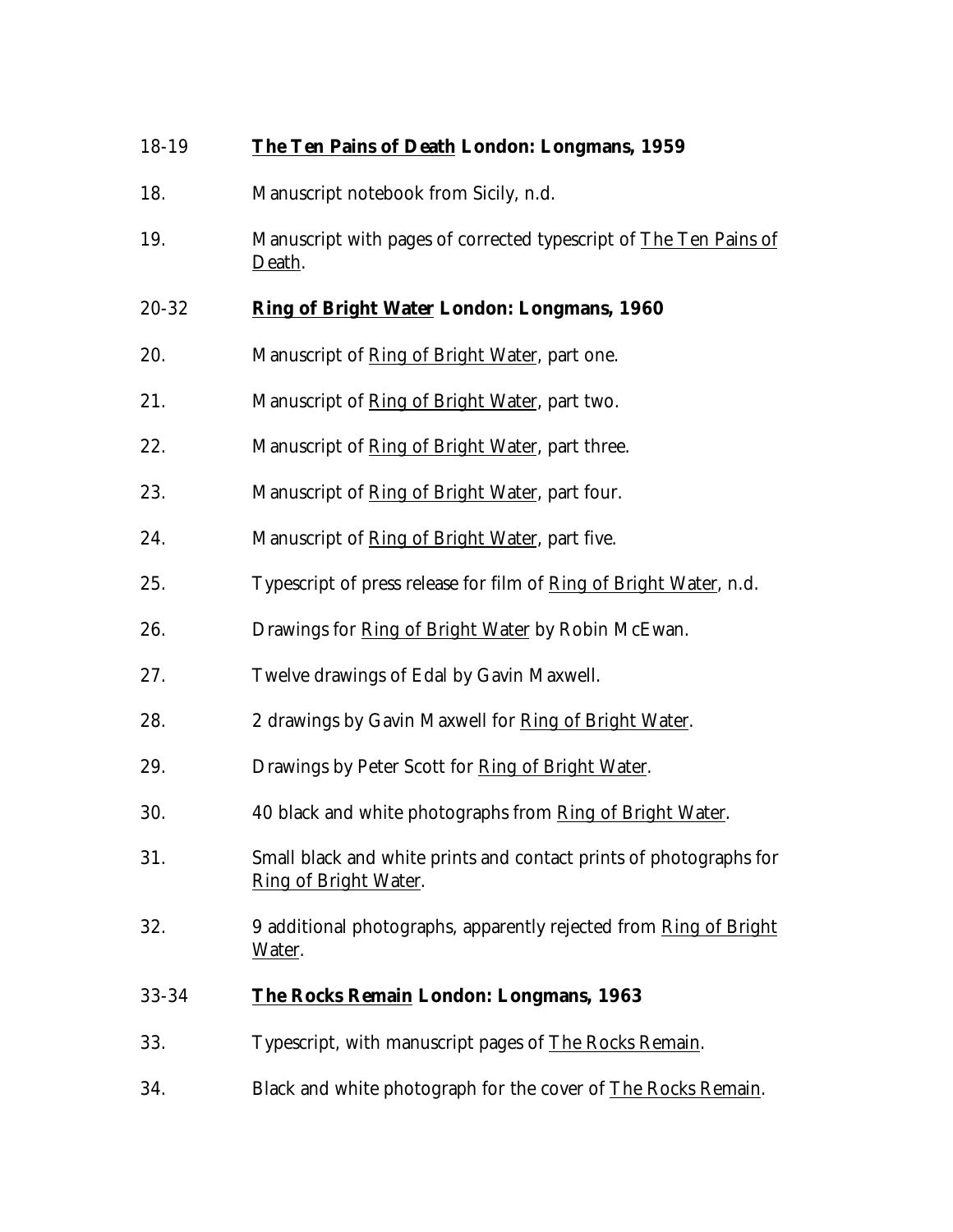**18-19 *The Ten Pains of Death* London: Longmans, 1959**

18. Manuscript notebook from Sicily, n.d.

19. Manuscript with pages of corrected typescript of *The Ten Pains of Death*.

**20-32 *Ring of Bright Water* London: Longmans, 1960**

20. Manuscript of *Ring of Bright Water*, part one.

21. Manuscript of *Ring of Bright Water*, part two.

22. Manuscript of *Ring of Bright Water*, part three.

23. Manuscript of *Ring of Bright Water*, part four.

24. Manuscript of *Ring of Bright Water*, part five.

25. Typescript of press release for film of *Ring of Bright Water*, n.d.

26. Drawings for *Ring of Bright Water* by Robin McEwan.

27. Twelve drawings of Edal by Gavin Maxwell.

28. 2 drawings by Gavin Maxwell for *Ring of Bright Water*.

29. Drawings by Peter Scott for *Ring of Bright Water*.

30. 40 black and white photographs from *Ring of Bright Water*.

31. Small black and white prints and contact prints of photographs for *Ring of Bright Water*.

32. 9 additional photographs, apparently rejected from *Ring of Bright Water*.

**33-34 *The Rocks Remain* London: Longmans, 1963**

33. Typescript, with manuscript pages of *The Rocks Remain*.

34. Black and white photograph for the cover of *The Rocks Remain*.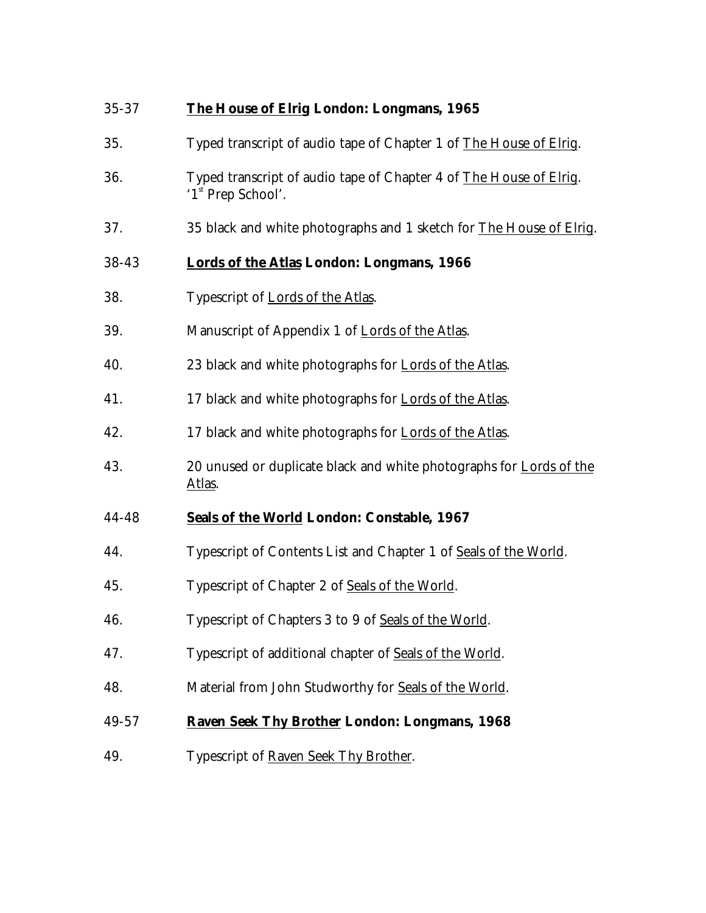**35-37 The House of Elrig London: Longmans, 1965**

35. Typed transcript of audio tape of Chapter 1 of The House of Elrig.

36. Typed transcript of audio tape of Chapter 4 of The House of Elrig. '1st Prep School'.

37. 35 black and white photographs and 1 sketch for The House of Elrig.

**38-43 Lords of the Atlas London: Longmans, 1966**

38. Typescript of Lords of the Atlas.

39. Manuscript of Appendix 1 of Lords of the Atlas.

40. 23 black and white photographs for Lords of the Atlas.

41. 17 black and white photographs for Lords of the Atlas.

42. 17 black and white photographs for Lords of the Atlas.

43. 20 unused or duplicate black and white photographs for Lords of the Atlas.

**44-48 Seals of the World London: Constable, 1967**

44. Typescript of Contents List and Chapter 1 of Seals of the World.

45. Typescript of Chapter 2 of Seals of the World.

46. Typescript of Chapters 3 to 9 of Seals of the World.

47. Typescript of additional chapter of Seals of the World.

48. Material from John Studworthy for Seals of the World.

**49-57 Raven Seek Thy Brother London: Longmans, 1968**

49. Typescript of Raven Seek Thy Brother.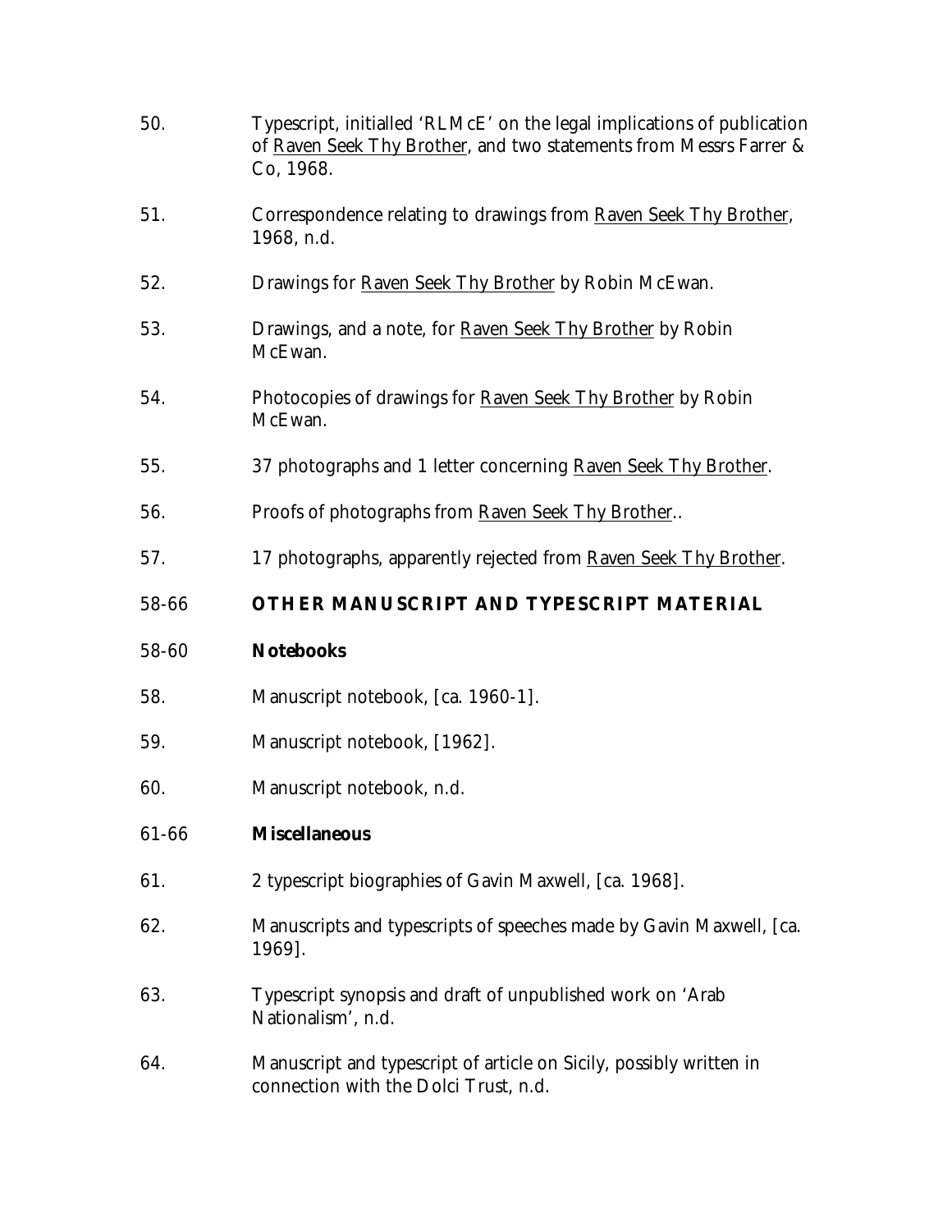50. Typescript, initialled 'RLMcE' on the legal implications of publication of Raven Seek Thy Brother, and two statements from Messrs Farrer & Co, 1968.

51. Correspondence relating to drawings from Raven Seek Thy Brother, 1968, n.d.

52. Drawings for Raven Seek Thy Brother by Robin McEwan.

53. Drawings, and a note, for Raven Seek Thy Brother by Robin McEwan.

54. Photocopies of drawings for Raven Seek Thy Brother by Robin McEwan.

55. 37 photographs and 1 letter concerning Raven Seek Thy Brother.

56. Proofs of photographs from Raven Seek Thy Brother..

57. 17 photographs, apparently rejected from Raven Seek Thy Brother.

## 58-66 OTHER MANUSCRIPT AND TYPESCRIPT MATERIAL

### 58-60 Notebooks

58. Manuscript notebook, [ca. 1960-1].

59. Manuscript notebook, [1962].

60. Manuscript notebook, n.d.

### 61-66 Miscellaneous

61. 2 typescript biographies of Gavin Maxwell, [ca. 1968].

62. Manuscripts and typescripts of speeches made by Gavin Maxwell, [ca. 1969].

63. Typescript synopsis and draft of unpublished work on 'Arab Nationalism', n.d.

64. Manuscript and typescript of article on Sicily, possibly written in connection with the Dolci Trust, n.d.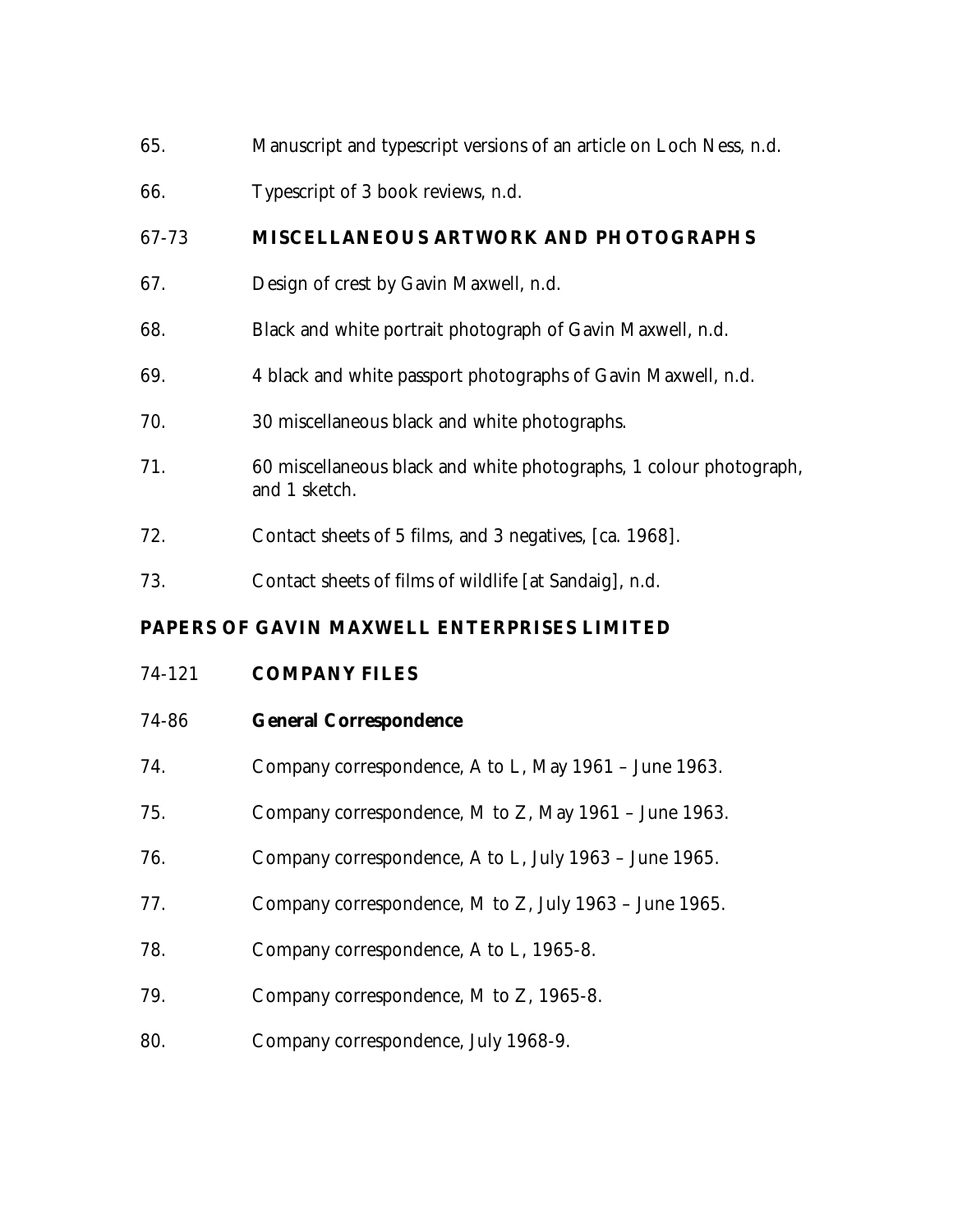65. Manuscript and typescript versions of an article on Loch Ness, n.d.

66. Typescript of 3 book reviews, n.d.

67-73 **MISCELLANEOUS ARTWORK AND PHOTOGRAPHS**

67. Design of crest by Gavin Maxwell, n.d.

68. Black and white portrait photograph of Gavin Maxwell, n.d.

69. 4 black and white passport photographs of Gavin Maxwell, n.d.

70. 30 miscellaneous black and white photographs.

71. 60 miscellaneous black and white photographs, 1 colour photograph, and 1 sketch.

72. Contact sheets of 5 films, and 3 negatives, [ca. 1968].

73. Contact sheets of films of wildlife [at Sandaig], n.d.

## PAPERS OF GAVIN MAXWELL ENTERPRISES LIMITED

74-121 **COMPANY FILES**

74-86 **General Correspondence**

74. Company correspondence, A to L, May 1961 – June 1963.

75. Company correspondence, M to Z, May 1961 – June 1963.

76. Company correspondence, A to L, July 1963 – June 1965.

77. Company correspondence, M to Z, July 1963 – June 1965.

78. Company correspondence, A to L, 1965-8.

79. Company correspondence, M to Z, 1965-8.

80. Company correspondence, July 1968-9.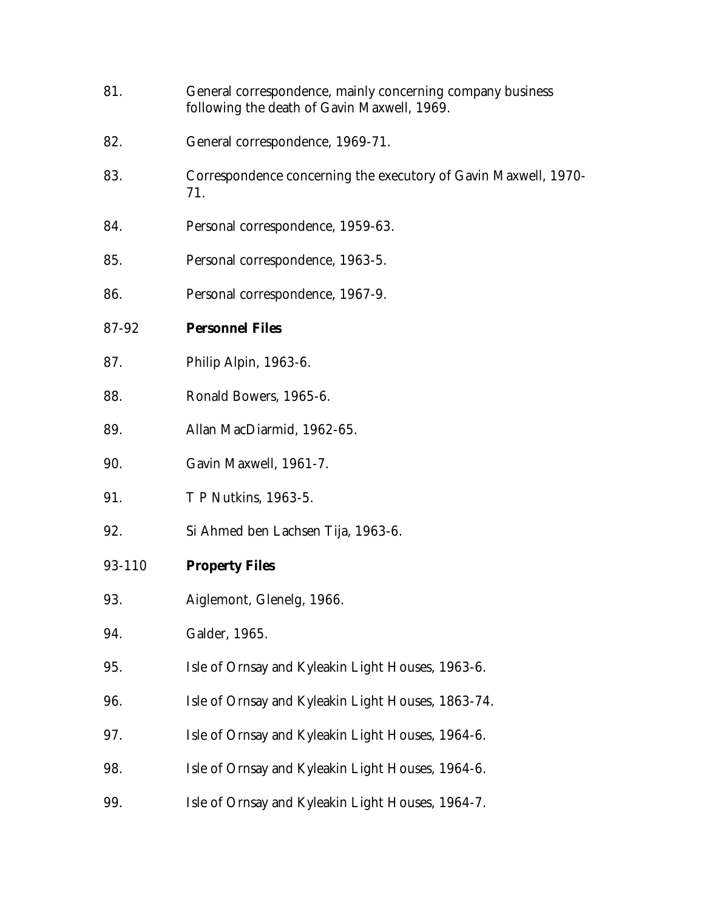81. General correspondence, mainly concerning company business following the death of Gavin Maxwell, 1969.

82. General correspondence, 1969-71.

83. Correspondence concerning the executory of Gavin Maxwell, 1970-71.

84. Personal correspondence, 1959-63.

85. Personal correspondence, 1963-5.

86. Personal correspondence, 1967-9.

87-92 **Personnel Files**

87. Philip Alpin, 1963-6.

88. Ronald Bowers, 1965-6.

89. Allan MacDiarmid, 1962-65.

90. Gavin Maxwell, 1961-7.

91. T P Nutkins, 1963-5.

92. Si Ahmed ben Lachsen Tija, 1963-6.

93-110 **Property Files**

93. Aiglemont, Glenelg, 1966.

94. Galder, 1965.

95. Isle of Ornsay and Kyleakin Light Houses, 1963-6.

96. Isle of Ornsay and Kyleakin Light Houses, 1863-74.

97. Isle of Ornsay and Kyleakin Light Houses, 1964-6.

98. Isle of Ornsay and Kyleakin Light Houses, 1964-6.

99. Isle of Ornsay and Kyleakin Light Houses, 1964-7.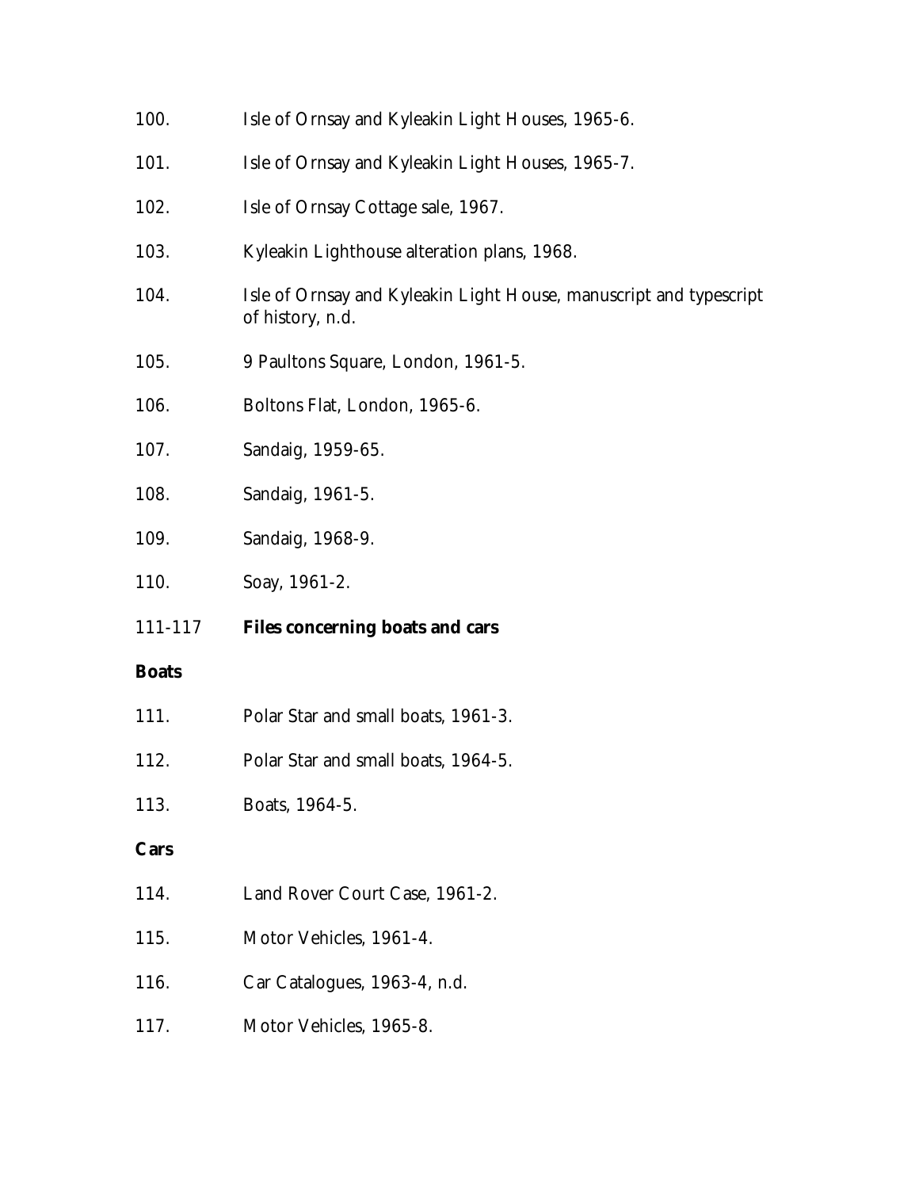100. Isle of Ornsay and Kyleakin Light Houses, 1965-6.

101. Isle of Ornsay and Kyleakin Light Houses, 1965-7.

102. Isle of Ornsay Cottage sale, 1967.

103. Kyleakin Lighthouse alteration plans, 1968.

104. Isle of Ornsay and Kyleakin Light House, manuscript and typescript of history, n.d.

105. 9 Paultons Square, London, 1961-5.

106. Boltons Flat, London, 1965-6.

107. Sandaig, 1959-65.

108. Sandaig, 1961-5.

109. Sandaig, 1968-9.

110. Soay, 1961-2.

**111-117 Files concerning boats and cars**

**Boats**

111. Polar Star and small boats, 1961-3.

112. Polar Star and small boats, 1964-5.

113. Boats, 1964-5.

**Cars**

114. Land Rover Court Case, 1961-2.

115. Motor Vehicles, 1961-4.

116. Car Catalogues, 1963-4, n.d.

117. Motor Vehicles, 1965-8.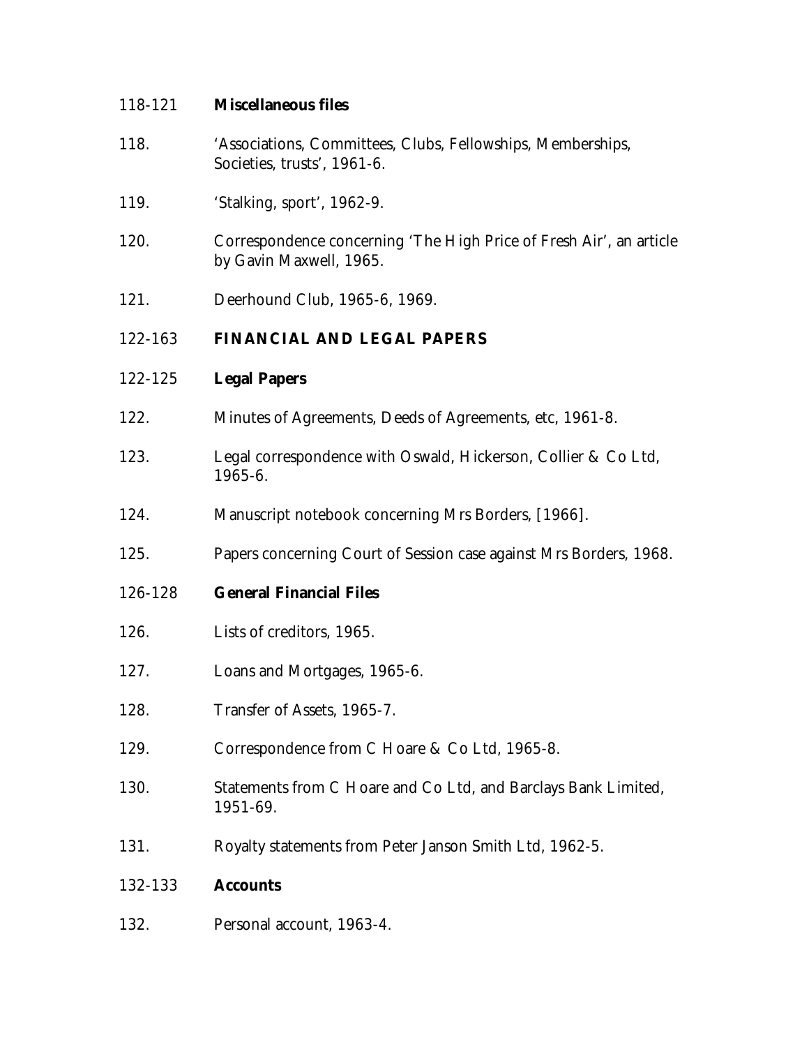118-121 **Miscellaneous files**

118. 'Associations, Committees, Clubs, Fellowships, Memberships, Societies, trusts', 1961-6.

119. 'Stalking, sport', 1962-9.

120. Correspondence concerning 'The High Price of Fresh Air', an article by Gavin Maxwell, 1965.

121. Deerhound Club, 1965-6, 1969.

## 122-163 FINANCIAL AND LEGAL PAPERS

122-125 **Legal Papers**

122. Minutes of Agreements, Deeds of Agreements, etc, 1961-8.

123. Legal correspondence with Oswald, Hickerson, Collier & Co Ltd, 1965-6.

124. Manuscript notebook concerning Mrs Borders, [1966].

125. Papers concerning Court of Session case against Mrs Borders, 1968.

126-128 **General Financial Files**

126. Lists of creditors, 1965.

127. Loans and Mortgages, 1965-6.

128. Transfer of Assets, 1965-7.

129. Correspondence from C Hoare & Co Ltd, 1965-8.

130. Statements from C Hoare and Co Ltd, and Barclays Bank Limited, 1951-69.

131. Royalty statements from Peter Janson Smith Ltd, 1962-5.

132-133 **Accounts**

132. Personal account, 1963-4.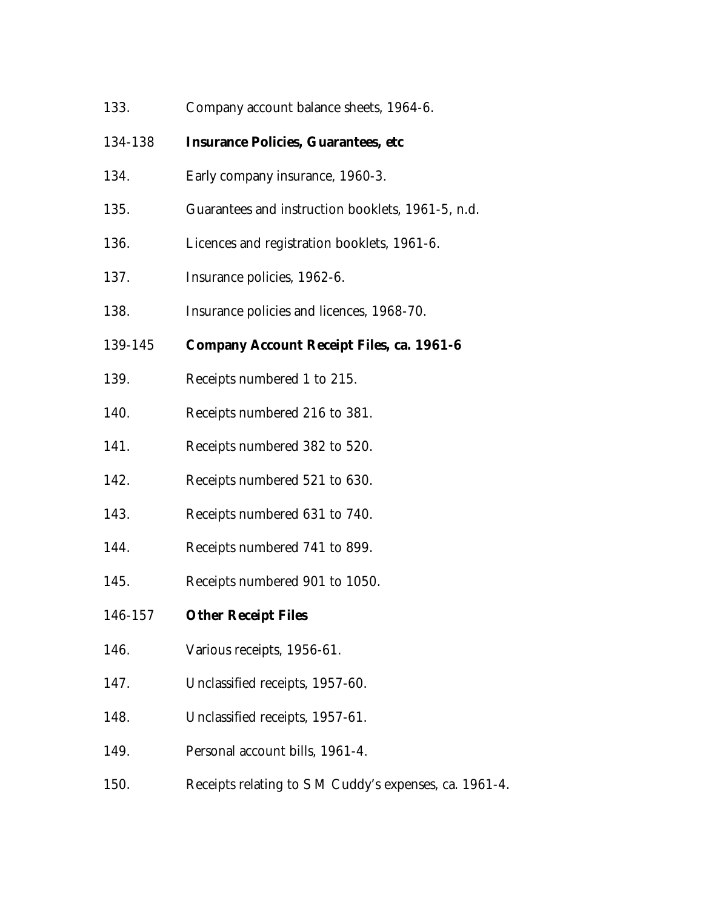133. Company account balance sheets, 1964-6.

134-138 **Insurance Policies, Guarantees, etc**

134. Early company insurance, 1960-3.

135. Guarantees and instruction booklets, 1961-5, n.d.

136. Licences and registration booklets, 1961-6.

137. Insurance policies, 1962-6.

138. Insurance policies and licences, 1968-70.

139-145 **Company Account Receipt Files, ca. 1961-6**

139. Receipts numbered 1 to 215.

140. Receipts numbered 216 to 381.

141. Receipts numbered 382 to 520.

142. Receipts numbered 521 to 630.

143. Receipts numbered 631 to 740.

144. Receipts numbered 741 to 899.

145. Receipts numbered 901 to 1050.

146-157 **Other Receipt Files**

146. Various receipts, 1956-61.

147. Unclassified receipts, 1957-60.

148. Unclassified receipts, 1957-61.

149. Personal account bills, 1961-4.

150. Receipts relating to S M Cuddy's expenses, ca. 1961-4.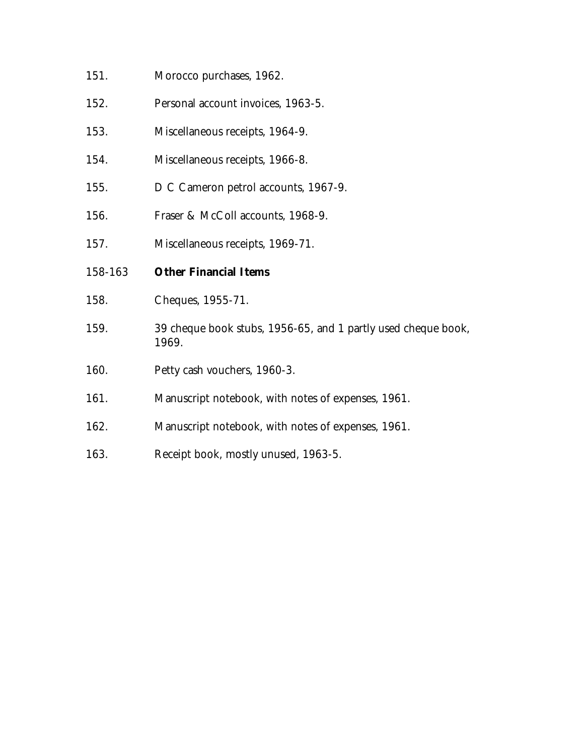151. Morocco purchases, 1962.

152. Personal account invoices, 1963-5.

153. Miscellaneous receipts, 1964-9.

154. Miscellaneous receipts, 1966-8.

155. D C Cameron petrol accounts, 1967-9.

156. Fraser & McColl accounts, 1968-9.

157. Miscellaneous receipts, 1969-71.

158-163 **Other Financial Items**

158. Cheques, 1955-71.

159. 39 cheque book stubs, 1956-65, and 1 partly used cheque book, 1969.

160. Petty cash vouchers, 1960-3.

161. Manuscript notebook, with notes of expenses, 1961.

162. Manuscript notebook, with notes of expenses, 1961.

163. Receipt book, mostly unused, 1963-5.